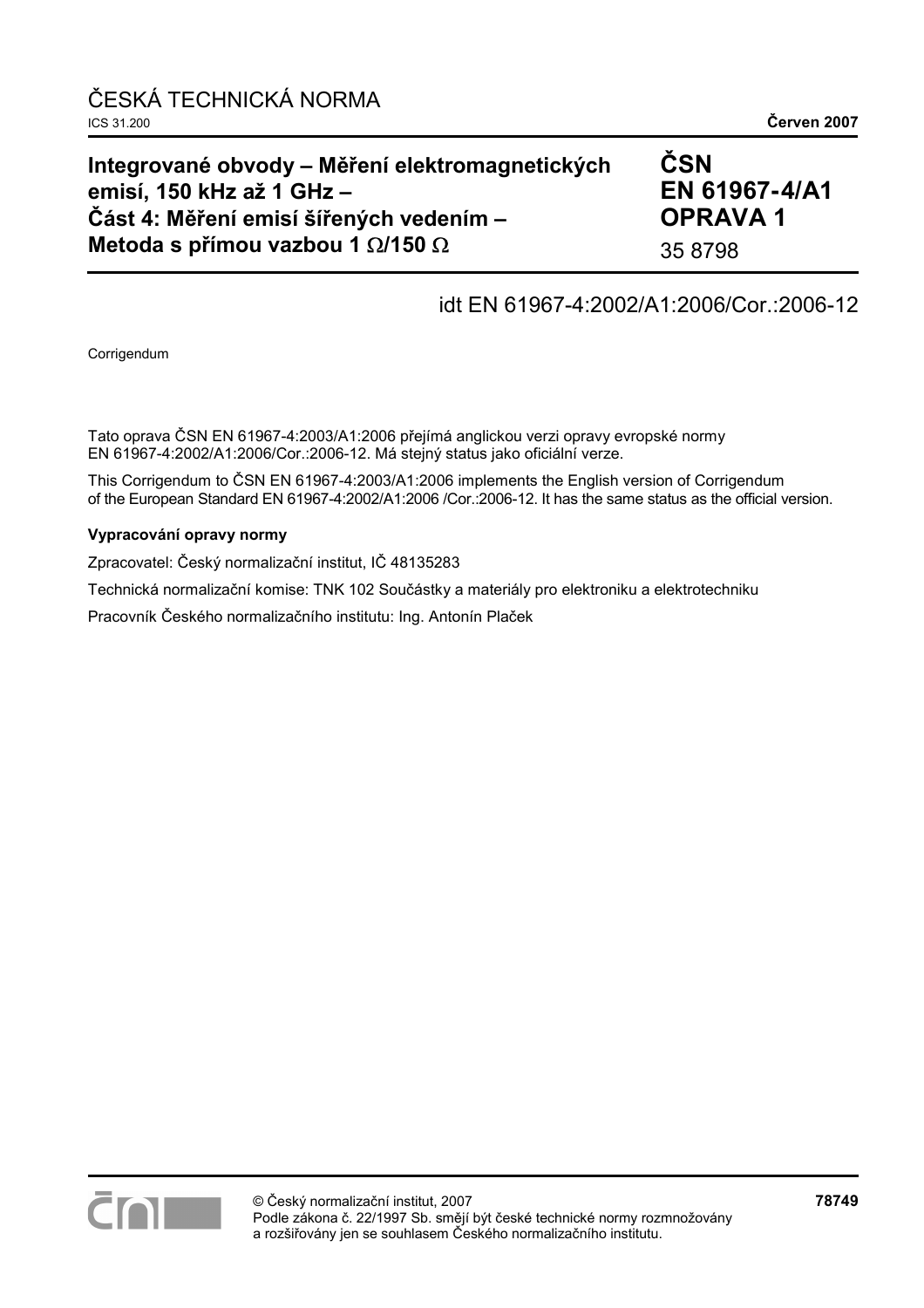ČESKÁ TECHNICKÁ NORMA

ICS 31.200

**Červen 2007**

# Integrované obvody – Měření elektromagnetických emisí, 150 kHz až 1 GHz – Část 4: Měření emisí šířených vedením – Metoda s přímou vazbou 1 Ω/150 Ω

**ČSN EN 61967-4/A1 OPRAVA 1**

35 8798

idt EN 61967-4:2002/A1:2006/Cor.:2006-12

Corrigendum

Tato oprava ČSN EN 61967-4:2003/A1:2006 přejímá anglickou verzi opravy evropské normy EN 61967-4:2002/A1:2006/Cor.:2006-12. Má stejný status jako oficiální verze.

This Corrigendum to ČSN EN 61967-4:2003/A1:2006 implements the English version of Corrigendum of the European Standard EN 61967-4:2002/A1:2006 /Cor.:2006-12. It has the same status as the official version.

**Vypracování opravy normy**

Zpracovatel: Český normalizační institut, IČ 48135283

Technická normalizační komise: TNK 102 Součástky a materiály pro elektroniku a elektrotechniku

Pracovník Českého normalizačního institutu: Ing. Antonín Plaček

© Český normalizační institut, 2007
Podle zákona č. 22/1997 Sb. smějí být české technické normy rozmnožovány a rozšiřovány jen se souhlasem Českého normalizačního institutu.

**78749**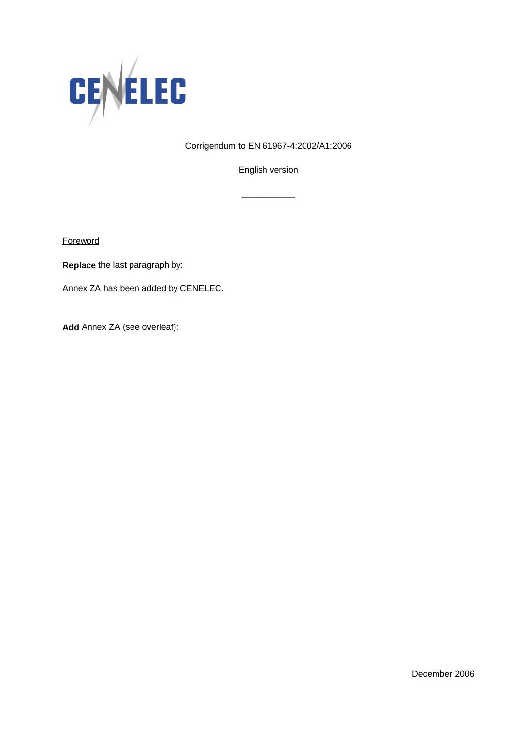Corrigendum to EN 61967-4:2002/A1:2006

English version

\_\_\_\_\_\_\_\_\_\_\_

Foreword

**Replace** the last paragraph by:

Annex ZA has been added by CENELEC.

**Add** Annex ZA (see overleaf):

December 2006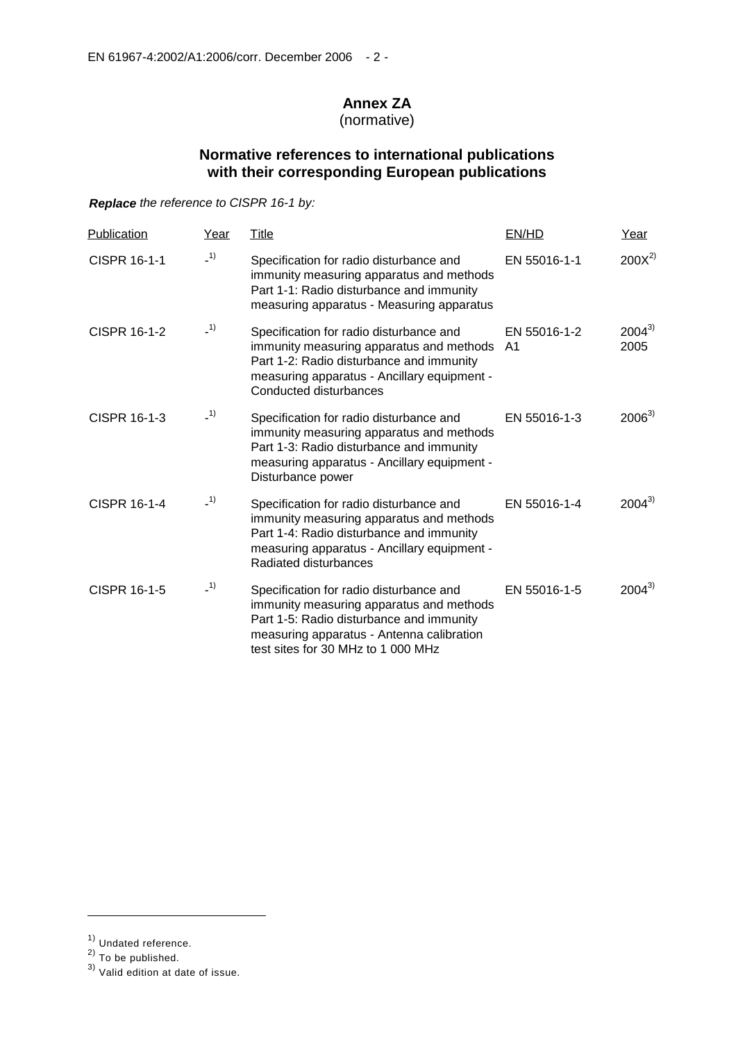# Annex ZA
(normative)

## Normative references to international publications with their corresponding European publications

***Replace*** *the reference to CISPR 16-1 by:*

| Publication | Year | Title | EN/HD | Year |
|---|---|---|---|---|
| CISPR 16-1-1 | -[1] | Specification for radio disturbance and immunity measuring apparatus and methods Part 1-1: Radio disturbance and immunity measuring apparatus - Measuring apparatus | EN 55016-1-1 | 200X[2] |
| CISPR 16-1-2 | -[1] | Specification for radio disturbance and immunity measuring apparatus and methods Part 1-2: Radio disturbance and immunity measuring apparatus - Ancillary equipment - Conducted disturbances | EN 55016-1-2 A1 | 2004[3] 2005 |
| CISPR 16-1-3 | -[1] | Specification for radio disturbance and immunity measuring apparatus and methods Part 1-3: Radio disturbance and immunity measuring apparatus - Ancillary equipment - Disturbance power | EN 55016-1-3 | 2006[3] |
| CISPR 16-1-4 | -[1] | Specification for radio disturbance and immunity measuring apparatus and methods Part 1-4: Radio disturbance and immunity measuring apparatus - Ancillary equipment - Radiated disturbances | EN 55016-1-4 | 2004[3] |
| CISPR 16-1-5 | -[1] | Specification for radio disturbance and immunity measuring apparatus and methods Part 1-5: Radio disturbance and immunity measuring apparatus - Antenna calibration test sites for 30 MHz to 1 000 MHz | EN 55016-1-5 | 2004[3] |

[1] Undated reference.

[2] To be published.

[3] Valid edition at date of issue.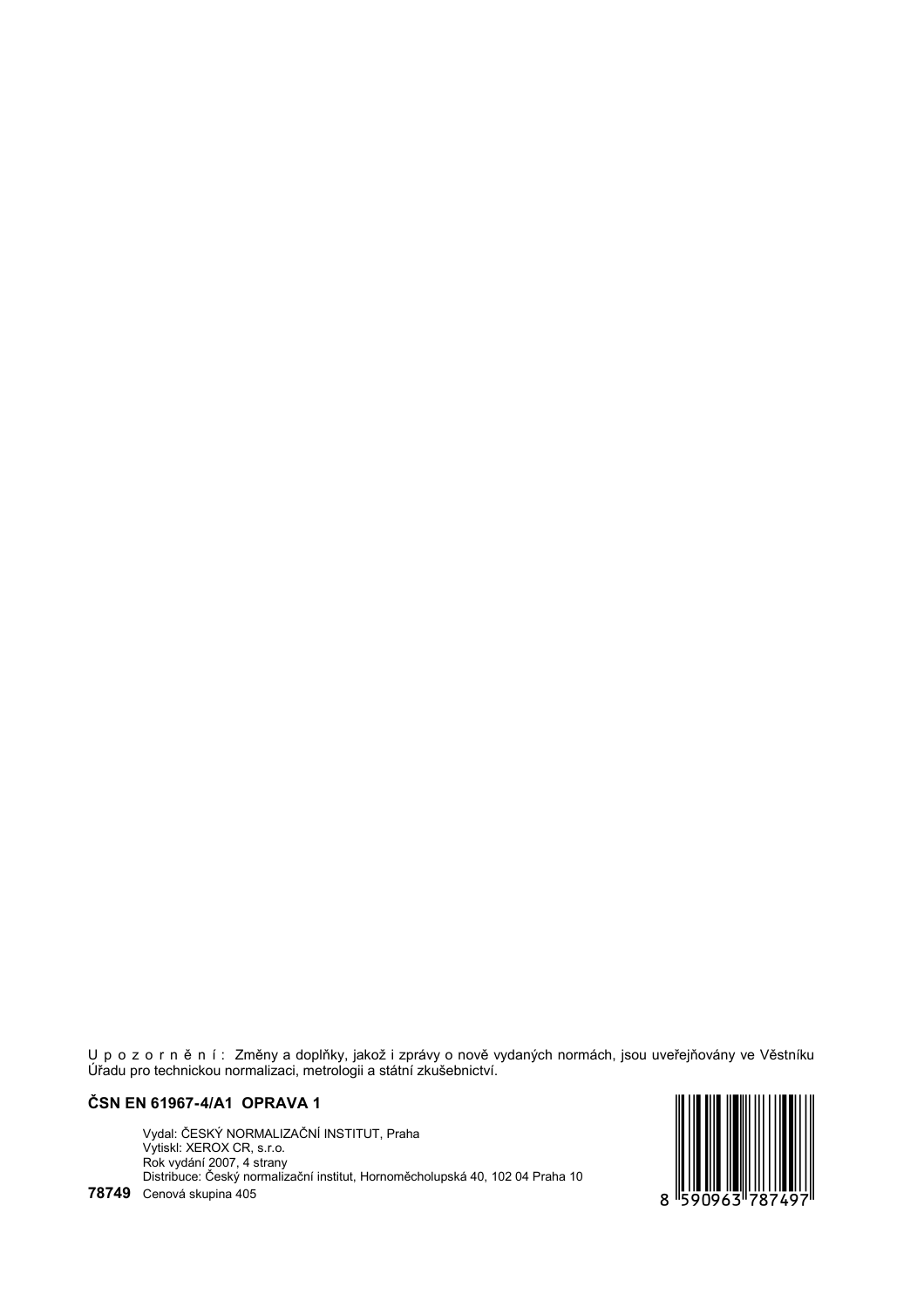U p o z o r n ě n í : Změny a doplňky, jakož i zprávy o nově vydaných normách, jsou uveřejňovány ve Věstníku Úřadu pro technickou normalizaci, metrologii a státní zkušebnictví.

**ČSN EN 61967-4/A1 OPRAVA 1**

Vydal: ČESKÝ NORMALIZAČNÍ INSTITUT, Praha
Vytiskl: XEROX CR, s.r.o.
Rok vydání 2007, 4 strany
Distribuce: Český normalizační institut, Hornoměcholupská 40, 102 04 Praha 10

**78749** Cenová skupina 405

8 590963 787497